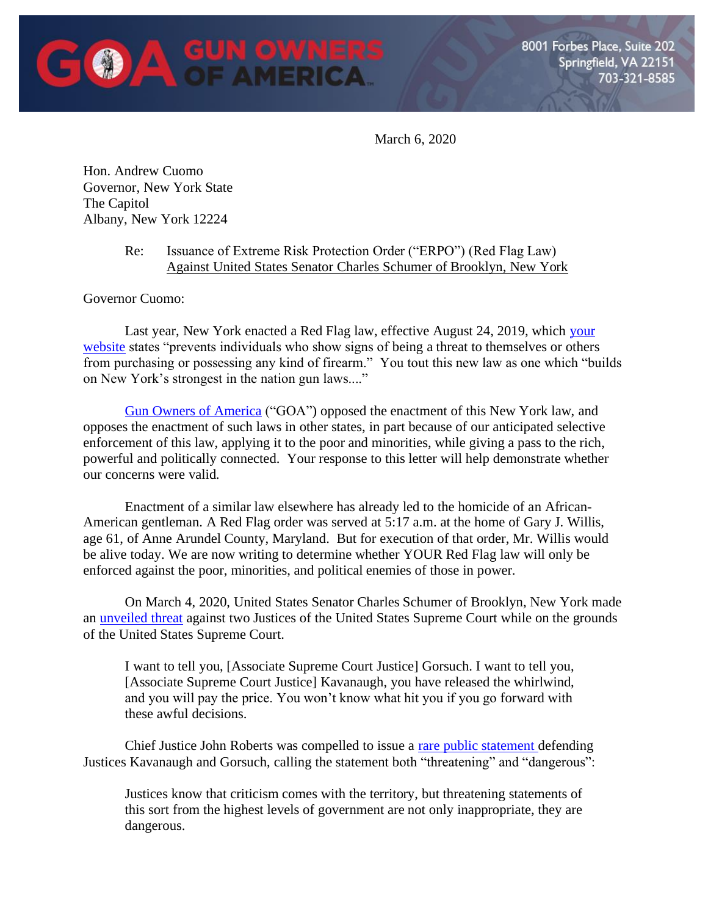**GUN OWNERS OF AMERICA**

8001 Forbes Place, Suite 202
Springfield, VA 22151
703-321-8585

March 6, 2020

Hon. Andrew Cuomo
Governor, New York State
The Capitol
Albany, New York 12224

Re: Issuance of Extreme Risk Protection Order ("ERPO") (Red Flag Law) Against United States Senator Charles Schumer of Brooklyn, New York

Governor Cuomo:

Last year, New York enacted a Red Flag law, effective August 24, 2019, which your website states "prevents individuals who show signs of being a threat to themselves or others from purchasing or possessing any kind of firearm." You tout this new law as one which "builds on New York's strongest in the nation gun laws...."

Gun Owners of America ("GOA") opposed the enactment of this New York law, and opposes the enactment of such laws in other states, in part because of our anticipated selective enforcement of this law, applying it to the poor and minorities, while giving a pass to the rich, powerful and politically connected. Your response to this letter will help demonstrate whether our concerns were valid.

Enactment of a similar law elsewhere has already led to the homicide of an African-American gentleman. A Red Flag order was served at 5:17 a.m. at the home of Gary J. Willis, age 61, of Anne Arundel County, Maryland. But for execution of that order, Mr. Willis would be alive today. We are now writing to determine whether YOUR Red Flag law will only be enforced against the poor, minorities, and political enemies of those in power.

On March 4, 2020, United States Senator Charles Schumer of Brooklyn, New York made an unveiled threat against two Justices of the United States Supreme Court while on the grounds of the United States Supreme Court.

> I want to tell you, [Associate Supreme Court Justice] Gorsuch. I want to tell you, [Associate Supreme Court Justice] Kavanaugh, you have released the whirlwind, and you will pay the price. You won't know what hit you if you go forward with these awful decisions.

Chief Justice John Roberts was compelled to issue a rare public statement defending Justices Kavanaugh and Gorsuch, calling the statement both "threatening" and "dangerous":

> Justices know that criticism comes with the territory, but threatening statements of this sort from the highest levels of government are not only inappropriate, they are dangerous.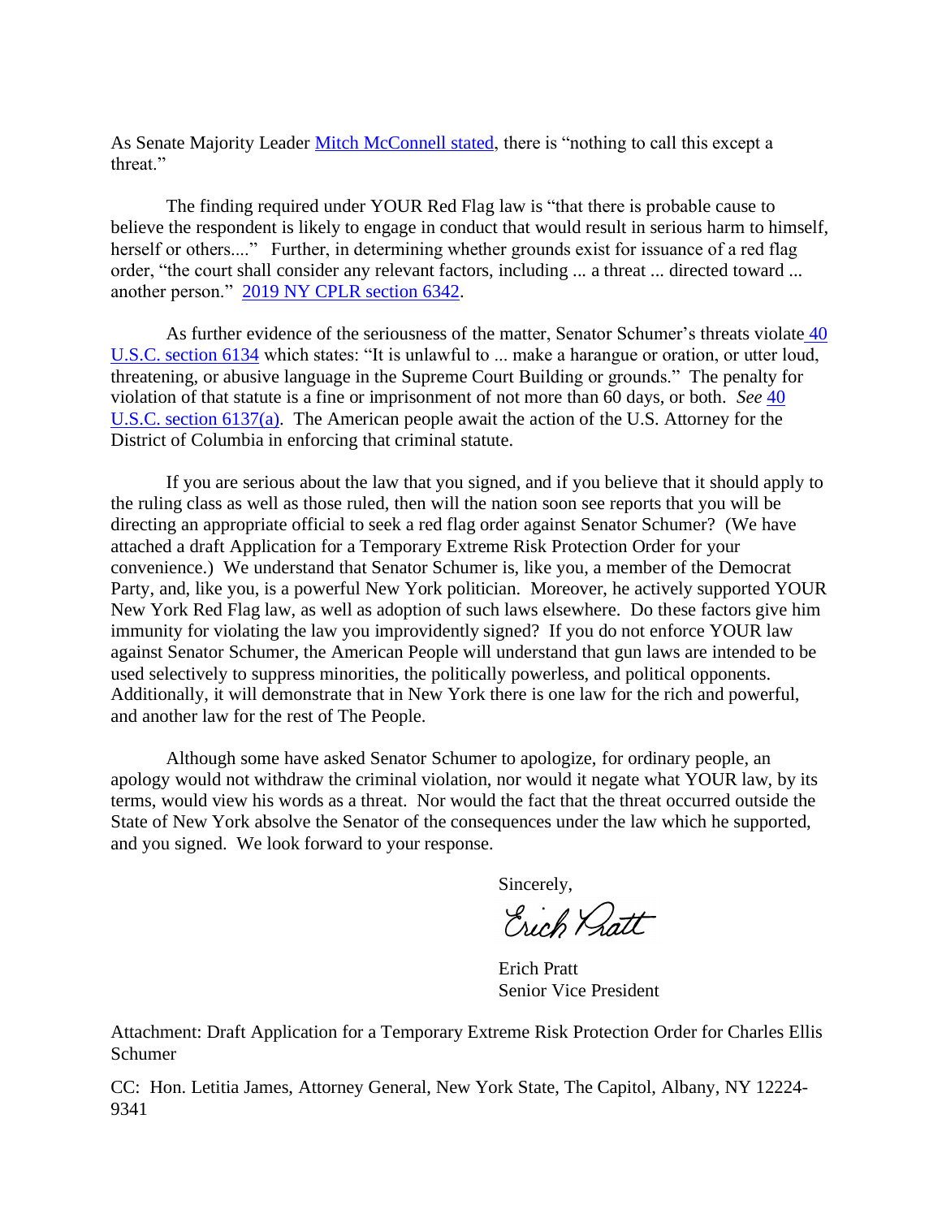As Senate Majority Leader Mitch McConnell stated, there is "nothing to call this except a threat."

The finding required under YOUR Red Flag law is "that there is probable cause to believe the respondent is likely to engage in conduct that would result in serious harm to himself, herself or others...." Further, in determining whether grounds exist for issuance of a red flag order, "the court shall consider any relevant factors, including ... a threat ... directed toward ... another person." 2019 NY CPLR section 6342.

As further evidence of the seriousness of the matter, Senator Schumer's threats violate 40 U.S.C. section 6134 which states: "It is unlawful to ... make a harangue or oration, or utter loud, threatening, or abusive language in the Supreme Court Building or grounds." The penalty for violation of that statute is a fine or imprisonment of not more than 60 days, or both. *See* 40 U.S.C. section 6137(a). The American people await the action of the U.S. Attorney for the District of Columbia in enforcing that criminal statute.

If you are serious about the law that you signed, and if you believe that it should apply to the ruling class as well as those ruled, then will the nation soon see reports that you will be directing an appropriate official to seek a red flag order against Senator Schumer? (We have attached a draft Application for a Temporary Extreme Risk Protection Order for your convenience.) We understand that Senator Schumer is, like you, a member of the Democrat Party, and, like you, is a powerful New York politician. Moreover, he actively supported YOUR New York Red Flag law, as well as adoption of such laws elsewhere. Do these factors give him immunity for violating the law you improvidently signed? If you do not enforce YOUR law against Senator Schumer, the American People will understand that gun laws are intended to be used selectively to suppress minorities, the politically powerless, and political opponents. Additionally, it will demonstrate that in New York there is one law for the rich and powerful, and another law for the rest of The People.

Although some have asked Senator Schumer to apologize, for ordinary people, an apology would not withdraw the criminal violation, nor would it negate what YOUR law, by its terms, would view his words as a threat. Nor would the fact that the threat occurred outside the State of New York absolve the Senator of the consequences under the law which he supported, and you signed. We look forward to your response.

Sincerely,

Erich Pratt

Erich Pratt
Senior Vice President

Attachment: Draft Application for a Temporary Extreme Risk Protection Order for Charles Ellis Schumer

CC: Hon. Letitia James, Attorney General, New York State, The Capitol, Albany, NY 12224-9341